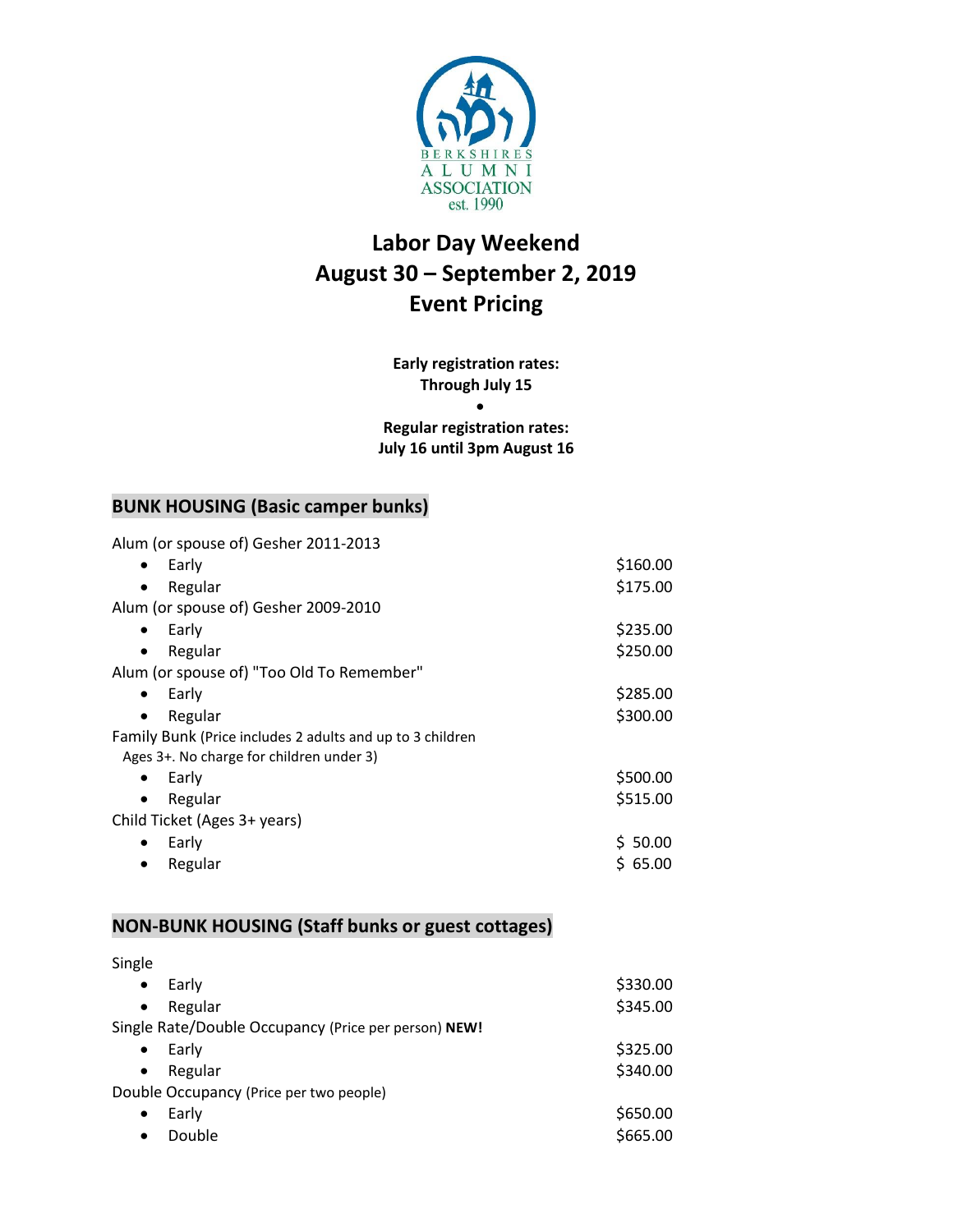BERKSHIRES
ALUMNI
ASSOCIATION
est. 1990

# Labor Day Weekend
# August 30 – September 2, 2019
# Event Pricing

**Early registration rates:**
**Through July 15**

•

**Regular registration rates:**
**July 16 until 3pm August 16**

## BUNK HOUSING (Basic camper bunks)

Alum (or spouse of) Gesher 2011-2013

- Early — $160.00
- Regular — $175.00

Alum (or spouse of) Gesher 2009-2010

- Early — $235.00
- Regular — $250.00

Alum (or spouse of) "Too Old To Remember"

- Early — $285.00
- Regular — $300.00

Family Bunk (Price includes 2 adults and up to 3 children Ages 3+. No charge for children under 3)

- Early — $500.00
- Regular — $515.00

Child Ticket (Ages 3+ years)

- Early — $ 50.00
- Regular — $ 65.00

## NON-BUNK HOUSING (Staff bunks or guest cottages)

Single

- Early — $330.00
- Regular — $345.00

Single Rate/Double Occupancy (Price per person) **NEW!**

- Early — $325.00
- Regular — $340.00

Double Occupancy (Price per two people)

- Early — $650.00
- Double — $665.00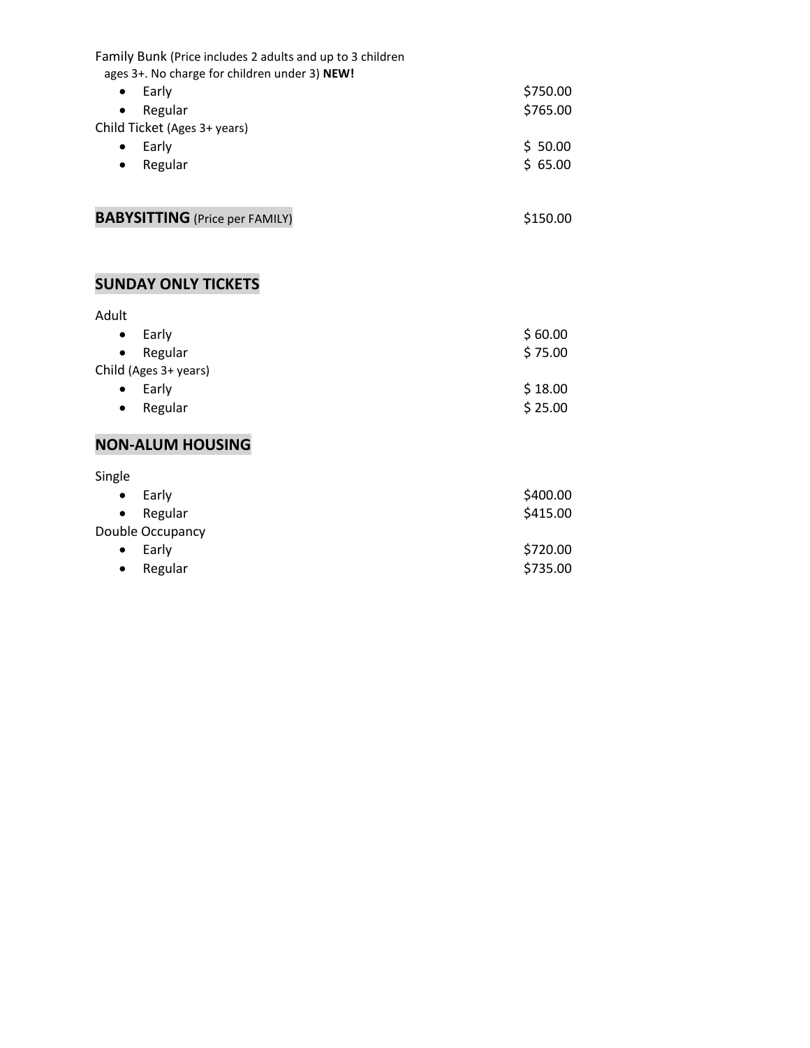Family Bunk (Price includes 2 adults and up to 3 children ages 3+. No charge for children under 3) **NEW!**

- Early $750.00
- Regular $765.00

Child Ticket (Ages 3+ years)

- Early $ 50.00
- Regular $ 65.00

## BABYSITTING (Price per FAMILY) $150.00

## SUNDAY ONLY TICKETS

Adult

- Early $ 60.00
- Regular $ 75.00

Child (Ages 3+ years)

- Early $ 18.00
- Regular $ 25.00

## NON-ALUM HOUSING

Single

- Early $400.00
- Regular $415.00

Double Occupancy

- Early $720.00
- Regular $735.00